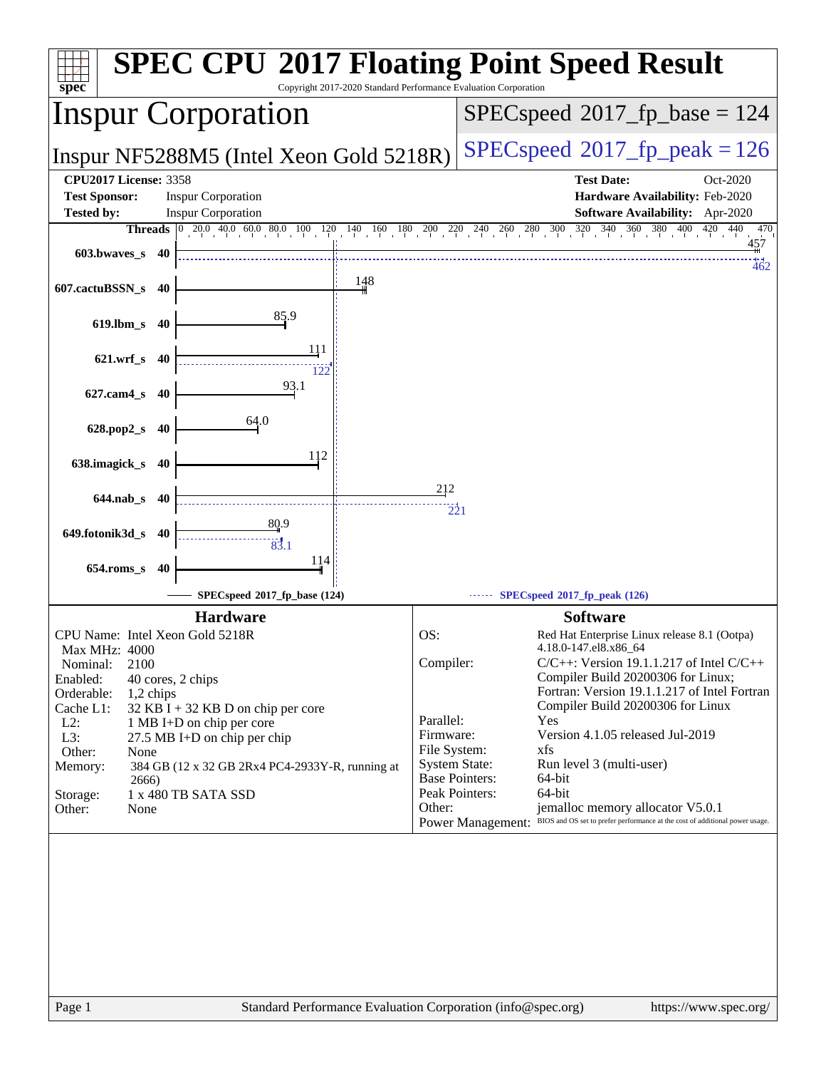# SPEC CPU 2017 Floating Point Speed Result

Copyright 2017-2020 Standard Performance Evaluation Corporation

## Inspur Corporation

**SPECspeed 2017_fp_base = 124**

Inspur NF5288M5 (Intel Xeon Gold 5218R)

**SPECspeed 2017_fp_peak = 126**

| | | | |
|---|---|---|---|
| **CPU2017 License:** | 3358 | **Test Date:** | Oct-2020 |
| **Test Sponsor:** | Inspur Corporation | **Hardware Availability:** | Feb-2020 |
| **Tested by:** | Inspur Corporation | **Software Availability:** | Apr-2020 |

| Benchmark | Threads | Base | Peak |
|---|---|---|---|
| 603.bwaves_s | 40 | 457 | 462 |
| 607.cactuBSSN_s | 40 | 148 | |
| 619.lbm_s | 40 | 85.9 | |
| 621.wrf_s | 40 | 111 | 122 |
| 627.cam4_s | 40 | 93.1 | |
| 628.pop2_s | 40 | 64.0 | |
| 638.imagick_s | 40 | 112 | |
| 644.nab_s | 40 | 212 | 221 |
| 649.fotonik3d_s | 40 | 80.9 | 83.1 |
| 654.roms_s | 40 | 114 | |

SPECspeed 2017_fp_base (124) — SPECspeed 2017_fp_peak (126)

### Hardware

| | |
|---|---|
| CPU Name: | Intel Xeon Gold 5218R |
| Max MHz: | 4000 |
| Nominal: | 2100 |
| Enabled: | 40 cores, 2 chips |
| Orderable: | 1,2 chips |
| Cache L1: | 32 KB I + 32 KB D on chip per core |
| L2: | 1 MB I+D on chip per core |
| L3: | 27.5 MB I+D on chip per chip |
| Other: | None |
| Memory: | 384 GB (12 x 32 GB 2Rx4 PC4-2933Y-R, running at 2666) |
| Storage: | 1 x 480 TB SATA SSD |
| Other: | None |

### Software

| | |
|---|---|
| OS: | Red Hat Enterprise Linux release 8.1 (Ootpa) 4.18.0-147.el8.x86_64 |
| Compiler: | C/C++: Version 19.1.1.217 of Intel C/C++ Compiler Build 20200306 for Linux; Fortran: Version 19.1.1.217 of Intel Fortran Compiler Build 20200306 for Linux |
| Parallel: | Yes |
| Firmware: | Version 4.1.05 released Jul-2019 |
| File System: | xfs |
| System State: | Run level 3 (multi-user) |
| Base Pointers: | 64-bit |
| Peak Pointers: | 64-bit |
| Other: | jemalloc memory allocator V5.0.1 |
| Power Management: | BIOS and OS set to prefer performance at the cost of additional power usage. |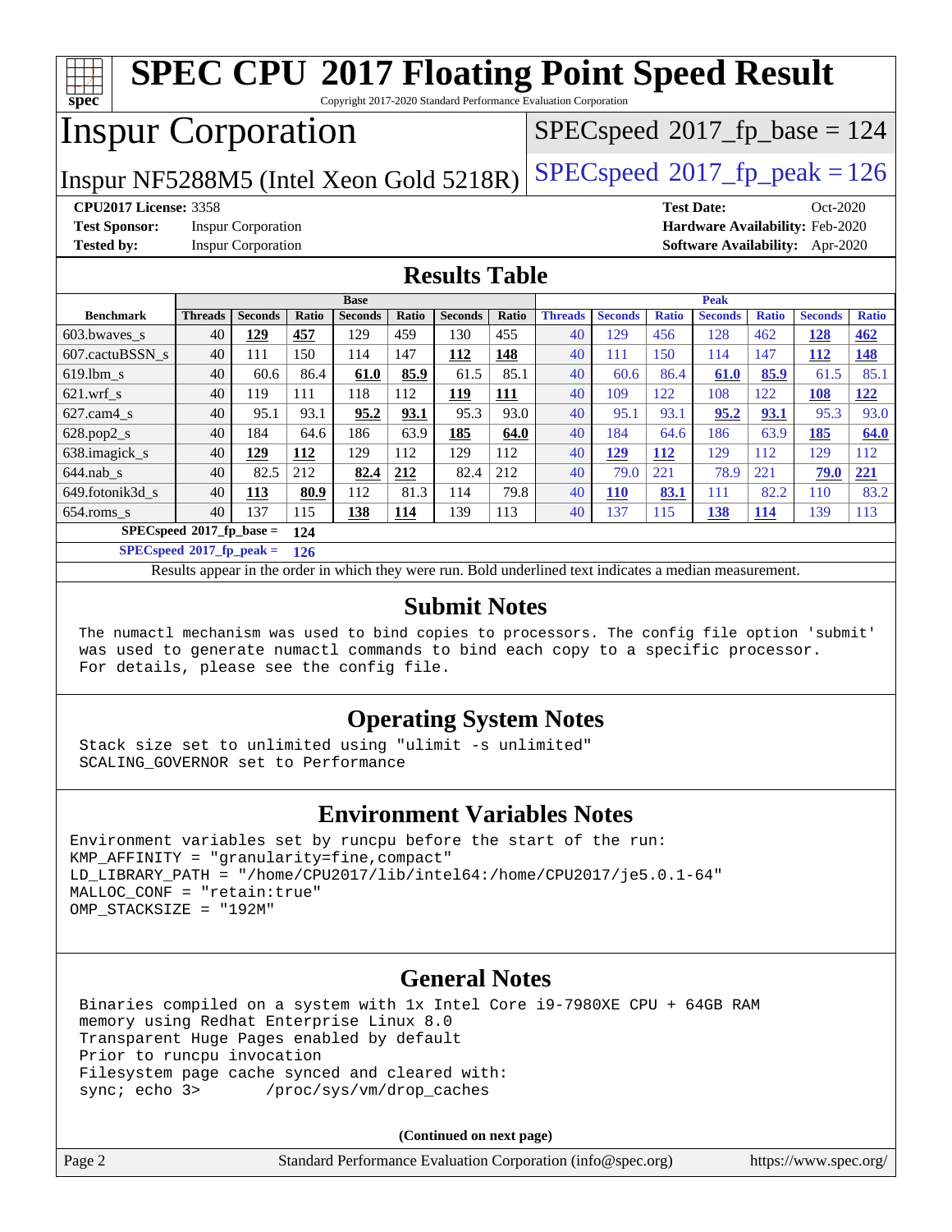# SPEC CPU 2017 Floating Point Speed Result

Copyright 2017-2020 Standard Performance Evaluation Corporation

## Inspur Corporation

Inspur NF5288M5 (Intel Xeon Gold 5218R)

SPECspeed 2017_fp_base = 124

SPECspeed 2017_fp_peak = 126

**CPU2017 License:** 3358
**Test Sponsor:** Inspur Corporation
**Tested by:** Inspur Corporation

**Test Date:** Oct-2020
**Hardware Availability:** Feb-2020
**Software Availability:** Apr-2020

## Results Table

| Benchmark | Base | | | | | | | Peak | | | | | | |
|---|---|---|---|---|---|---|---|---|---|---|---|---|---|---|
| | Threads | Seconds | Ratio | Seconds | Ratio | Seconds | Ratio | Threads | Seconds | Ratio | Seconds | Ratio | Seconds | Ratio |
| 603.bwaves_s | 40 | **129** | **457** | 129 | 459 | 130 | 455 | 40 | 129 | 456 | 128 | 462 | **128** | **462** |
| 607.cactuBSSN_s | 40 | 111 | 150 | 114 | 147 | **112** | **148** | 40 | 111 | 150 | 114 | 147 | **112** | **148** |
| 619.lbm_s | 40 | 60.6 | 86.4 | **61.0** | **85.9** | 61.5 | 85.1 | 40 | 60.6 | 86.4 | **61.0** | **85.9** | 61.5 | 85.1 |
| 621.wrf_s | 40 | 119 | 111 | 118 | 112 | **119** | **111** | 40 | 109 | 122 | 108 | 122 | **108** | **122** |
| 627.cam4_s | 40 | 95.1 | 93.1 | **95.2** | **93.1** | 95.3 | 93.0 | 40 | 95.1 | 93.1 | **95.2** | **93.1** | 95.3 | 93.0 |
| 628.pop2_s | 40 | 184 | 64.6 | 186 | 63.9 | **185** | **64.0** | 40 | 184 | 64.6 | 186 | 63.9 | **185** | **64.0** |
| 638.imagick_s | 40 | **129** | **112** | 129 | 112 | 129 | 112 | 40 | **129** | **112** | 129 | 112 | 129 | 112 |
| 644.nab_s | 40 | 82.5 | 212 | **82.4** | **212** | 82.4 | 212 | 40 | 79.0 | 221 | 78.9 | 221 | **79.0** | **221** |
| 649.fotonik3d_s | 40 | **113** | **80.9** | 112 | 81.3 | 114 | 79.8 | 40 | **110** | **83.1** | 111 | 82.2 | 110 | 83.2 |
| 654.roms_s | 40 | 137 | 115 | **138** | **114** | 139 | 113 | 40 | 137 | 115 | **138** | **114** | 139 | 113 |

**SPECspeed 2017_fp_base = 124**

**SPECspeed 2017_fp_peak = 126**

Results appear in the order in which they were run. Bold underlined text indicates a median measurement.

## Submit Notes

```
The numactl mechanism was used to bind copies to processors. The config file option 'submit'
was used to generate numactl commands to bind each copy to a specific processor.
For details, please see the config file.
```

## Operating System Notes

```
Stack size set to unlimited using "ulimit -s unlimited"
SCALING_GOVERNOR set to Performance
```

## Environment Variables Notes

```
Environment variables set by runcpu before the start of the run:
KMP_AFFINITY = "granularity=fine,compact"
LD_LIBRARY_PATH = "/home/CPU2017/lib/intel64:/home/CPU2017/je5.0.1-64"
MALLOC_CONF = "retain:true"
OMP_STACKSIZE = "192M"
```

## General Notes

```
Binaries compiled on a system with 1x Intel Core i9-7980XE CPU + 64GB RAM
memory using Redhat Enterprise Linux 8.0
Transparent Huge Pages enabled by default
Prior to runcpu invocation
Filesystem page cache synced and cleared with:
sync; echo 3>       /proc/sys/vm/drop_caches
```

**(Continued on next page)**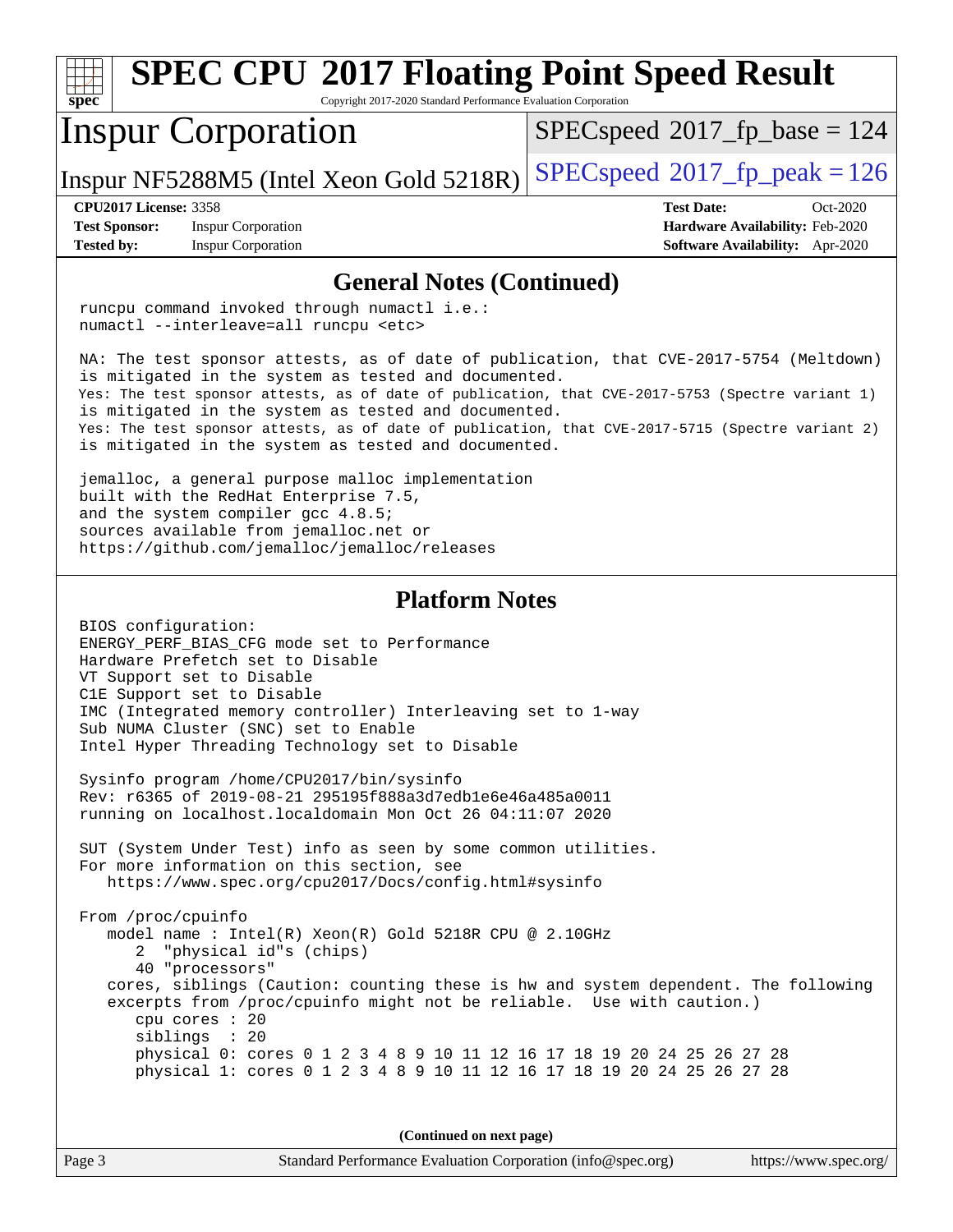## General Notes (Continued)

```
runcpu command invoked through numactl i.e.:
numactl --interleave=all runcpu <etc>

NA: The test sponsor attests, as of date of publication, that CVE-2017-5754 (Meltdown)
is mitigated in the system as tested and documented.
Yes: The test sponsor attests, as of date of publication, that CVE-2017-5753 (Spectre variant 1)
is mitigated in the system as tested and documented.
Yes: The test sponsor attests, as of date of publication, that CVE-2017-5715 (Spectre variant 2)
is mitigated in the system as tested and documented.

jemalloc, a general purpose malloc implementation
built with the RedHat Enterprise 7.5,
and the system compiler gcc 4.8.5;
sources available from jemalloc.net or
https://github.com/jemalloc/jemalloc/releases
```

## Platform Notes

```
BIOS configuration:
ENERGY_PERF_BIAS_CFG mode set to Performance
Hardware Prefetch set to Disable
VT Support set to Disable
C1E Support set to Disable
IMC (Integrated memory controller) Interleaving set to 1-way
Sub NUMA Cluster (SNC) set to Enable
Intel Hyper Threading Technology set to Disable

Sysinfo program /home/CPU2017/bin/sysinfo
Rev: r6365 of 2019-08-21 295195f888a3d7edb1e6e46a485a0011
running on localhost.localdomain Mon Oct 26 04:11:07 2020

SUT (System Under Test) info as seen by some common utilities.
For more information on this section, see
   https://www.spec.org/cpu2017/Docs/config.html#sysinfo

From /proc/cpuinfo
   model name : Intel(R) Xeon(R) Gold 5218R CPU @ 2.10GHz
      2  "physical id"s (chips)
      40 "processors"
   cores, siblings (Caution: counting these is hw and system dependent. The following
   excerpts from /proc/cpuinfo might not be reliable.  Use with caution.)
      cpu cores : 20
      siblings  : 20
      physical 0: cores 0 1 2 3 4 8 9 10 11 12 16 17 18 19 20 24 25 26 27 28
      physical 1: cores 0 1 2 3 4 8 9 10 11 12 16 17 18 19 20 24 25 26 27 28
```

(Continued on next page)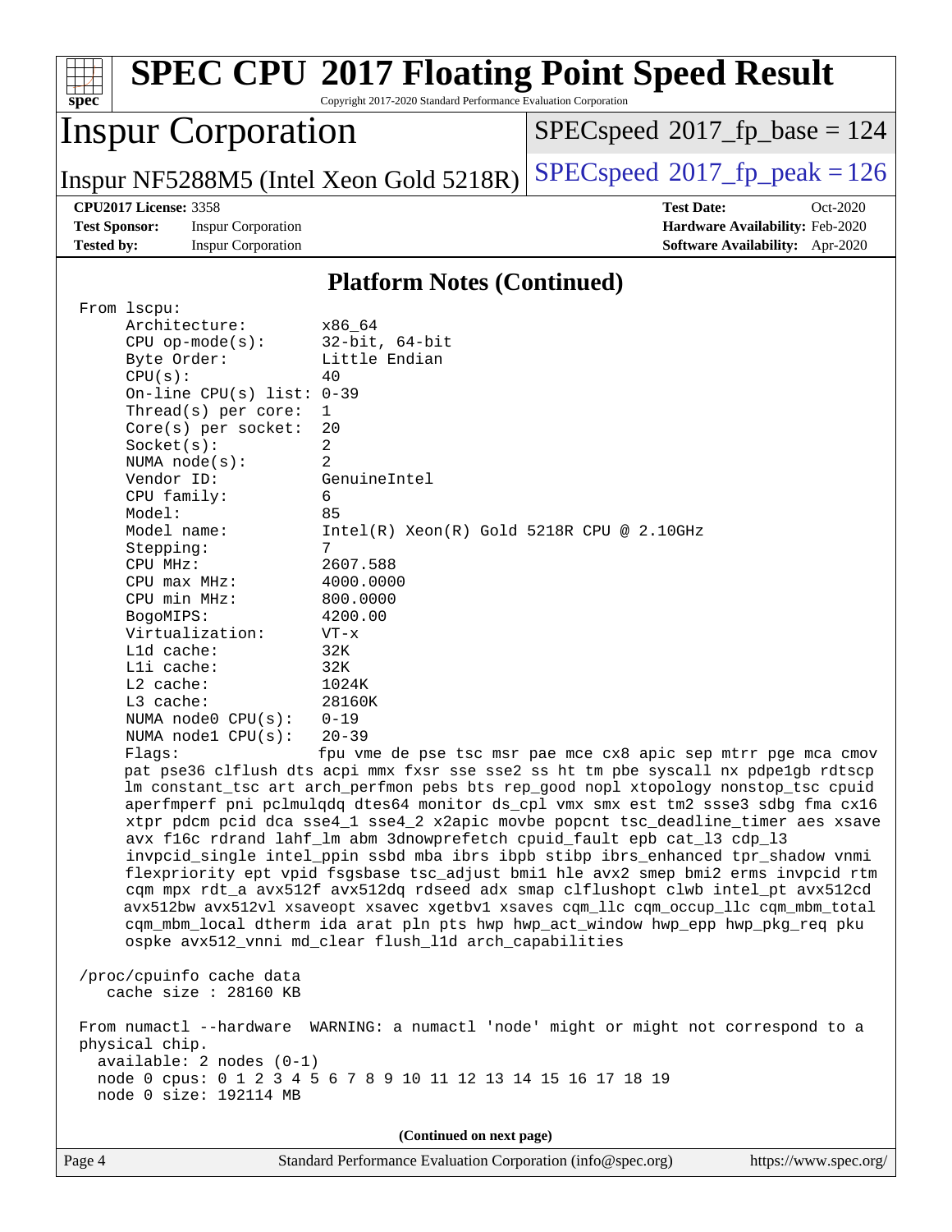# SPEC CPU 2017 Floating Point Speed Result

Copyright 2017-2020 Standard Performance Evaluation Corporation

## Inspur Corporation

Inspur NF5288M5 (Intel Xeon Gold 5218R)

SPECspeed 2017_fp_base = 124

SPECspeed 2017_fp_peak = 126

**CPU2017 License:** 3358
**Test Sponsor:** Inspur Corporation
**Tested by:** Inspur Corporation

**Test Date:** Oct-2020
**Hardware Availability:** Feb-2020
**Software Availability:** Apr-2020

### Platform Notes (Continued)

```
From lscpu:
     Architecture:        x86_64
     CPU op-mode(s):      32-bit, 64-bit
     Byte Order:          Little Endian
     CPU(s):              40
     On-line CPU(s) list: 0-39
     Thread(s) per core:  1
     Core(s) per socket:  20
     Socket(s):           2
     NUMA node(s):        2
     Vendor ID:           GenuineIntel
     CPU family:          6
     Model:               85
     Model name:          Intel(R) Xeon(R) Gold 5218R CPU @ 2.10GHz
     Stepping:            7
     CPU MHz:             2607.588
     CPU max MHz:         4000.0000
     CPU min MHz:         800.0000
     BogoMIPS:            4200.00
     Virtualization:      VT-x
     L1d cache:           32K
     L1i cache:           32K
     L2 cache:            1024K
     L3 cache:            28160K
     NUMA node0 CPU(s):   0-19
     NUMA node1 CPU(s):   20-39
     Flags:               fpu vme de pse tsc msr pae mce cx8 apic sep mtrr pge mca cmov
     pat pse36 clflush dts acpi mmx fxsr sse sse2 ss ht tm pbe syscall nx pdpe1gb rdtscp
     lm constant_tsc art arch_perfmon pebs bts rep_good nopl xtopology nonstop_tsc cpuid
     aperfmperf pni pclmulqdq dtes64 monitor ds_cpl vmx smx est tm2 ssse3 sdbg fma cx16
     xtpr pdcm pcid dca sse4_1 sse4_2 x2apic movbe popcnt tsc_deadline_timer aes xsave
     avx f16c rdrand lahf_lm abm 3dnowprefetch cpuid_fault epb cat_l3 cdp_l3
     invpcid_single intel_ppin ssbd mba ibrs ibpb stibp ibrs_enhanced tpr_shadow vnmi
     flexpriority ept vpid fsgsbase tsc_adjust bmi1 hle avx2 smep bmi2 erms invpcid rtm
     cqm mpx rdt_a avx512f avx512dq rdseed adx smap clflushopt clwb intel_pt avx512cd
     avx512bw avx512vl xsaveopt xsavec xgetbv1 xsaves cqm_llc cqm_occup_llc cqm_mbm_total
     cqm_mbm_local dtherm ida arat pln pts hwp hwp_act_window hwp_epp hwp_pkg_req pku
     ospke avx512_vnni md_clear flush_l1d arch_capabilities

 /proc/cpuinfo cache data
    cache size : 28160 KB

 From numactl --hardware  WARNING: a numactl 'node' might or might not correspond to a
 physical chip.
   available: 2 nodes (0-1)
   node 0 cpus: 0 1 2 3 4 5 6 7 8 9 10 11 12 13 14 15 16 17 18 19
   node 0 size: 192114 MB
```

(Continued on next page)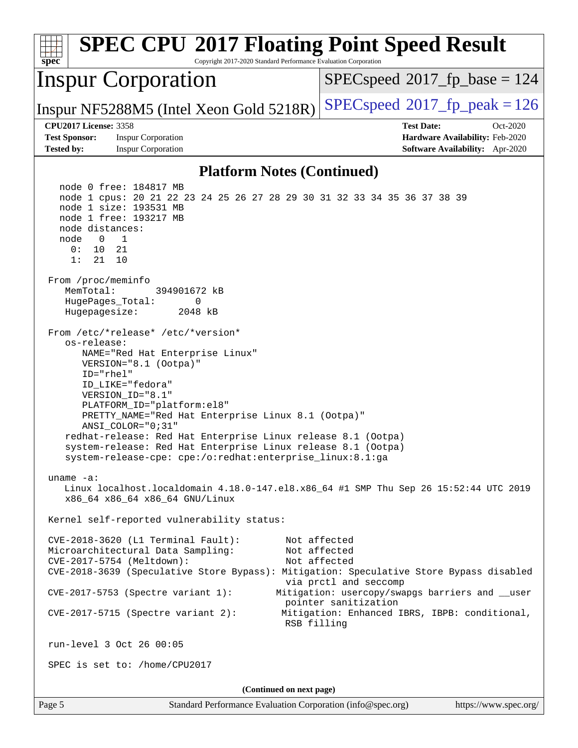## Platform Notes (Continued)

```
  node 0 free: 184817 MB
  node 1 cpus: 20 21 22 23 24 25 26 27 28 29 30 31 32 33 34 35 36 37 38 39
  node 1 size: 193531 MB
  node 1 free: 193217 MB
  node distances:
  node   0   1
    0:  10  21
    1:  21  10

From /proc/meminfo
   MemTotal:       394901672 kB
   HugePages_Total:       0
   Hugepagesize:       2048 kB

From /etc/*release* /etc/*version*
   os-release:
      NAME="Red Hat Enterprise Linux"
      VERSION="8.1 (Ootpa)"
      ID="rhel"
      ID_LIKE="fedora"
      VERSION_ID="8.1"
      PLATFORM_ID="platform:el8"
      PRETTY_NAME="Red Hat Enterprise Linux 8.1 (Ootpa)"
      ANSI_COLOR="0;31"
   redhat-release: Red Hat Enterprise Linux release 8.1 (Ootpa)
   system-release: Red Hat Enterprise Linux release 8.1 (Ootpa)
   system-release-cpe: cpe:/o:redhat:enterprise_linux:8.1:ga

uname -a:
   Linux localhost.localdomain 4.18.0-147.el8.x86_64 #1 SMP Thu Sep 26 15:52:44 UTC 2019
   x86_64 x86_64 x86_64 GNU/Linux

Kernel self-reported vulnerability status:

CVE-2018-3620 (L1 Terminal Fault):         Not affected
Microarchitectural Data Sampling:          Not affected
CVE-2017-5754 (Meltdown):                  Not affected
CVE-2018-3639 (Speculative Store Bypass): Mitigation: Speculative Store Bypass disabled
                                           via prctl and seccomp
CVE-2017-5753 (Spectre variant 1):        Mitigation: usercopy/swapgs barriers and __user
                                           pointer sanitization
CVE-2017-5715 (Spectre variant 2):         Mitigation: Enhanced IBRS, IBPB: conditional,
                                           RSB filling

run-level 3 Oct 26 00:05

SPEC is set to: /home/CPU2017
```

(Continued on next page)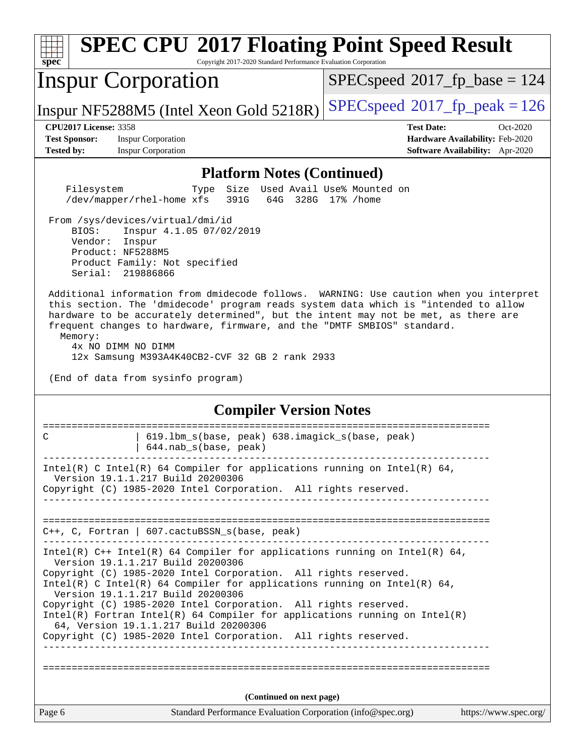## Platform Notes (Continued)

```
  Filesystem              Type  Size  Used Avail Use% Mounted on
  /dev/mapper/rhel-home xfs   391G   64G  328G  17% /home

 From /sys/devices/virtual/dmi/id
     BIOS:    Inspur 4.1.05 07/02/2019
     Vendor:  Inspur
     Product: NF5288M5
     Product Family: Not specified
     Serial:  219886866

 Additional information from dmidecode follows.  WARNING: Use caution when you interpret
 this section. The 'dmidecode' program reads system data which is "intended to allow
 hardware to be accurately determined", but the intent may not be met, as there are
 frequent changes to hardware, firmware, and the "DMTF SMBIOS" standard.
   Memory:
     4x NO DIMM NO DIMM
     12x Samsung M393A4K40CB2-CVF 32 GB 2 rank 2933

 (End of data from sysinfo program)
```

## Compiler Version Notes

```
==============================================================================
C               | 619.lbm_s(base, peak) 638.imagick_s(base, peak)
                | 644.nab_s(base, peak)
------------------------------------------------------------------------------
Intel(R) C Intel(R) 64 Compiler for applications running on Intel(R) 64,
  Version 19.1.1.217 Build 20200306
Copyright (C) 1985-2020 Intel Corporation.  All rights reserved.
------------------------------------------------------------------------------

==============================================================================
C++, C, Fortran | 607.cactuBSSN_s(base, peak)
------------------------------------------------------------------------------
Intel(R) C++ Intel(R) 64 Compiler for applications running on Intel(R) 64,
  Version 19.1.1.217 Build 20200306
Copyright (C) 1985-2020 Intel Corporation.  All rights reserved.
Intel(R) C Intel(R) 64 Compiler for applications running on Intel(R) 64,
  Version 19.1.1.217 Build 20200306
Copyright (C) 1985-2020 Intel Corporation.  All rights reserved.
Intel(R) Fortran Intel(R) 64 Compiler for applications running on Intel(R)
  64, Version 19.1.1.217 Build 20200306
Copyright (C) 1985-2020 Intel Corporation.  All rights reserved.
------------------------------------------------------------------------------

==============================================================================
```

(Continued on next page)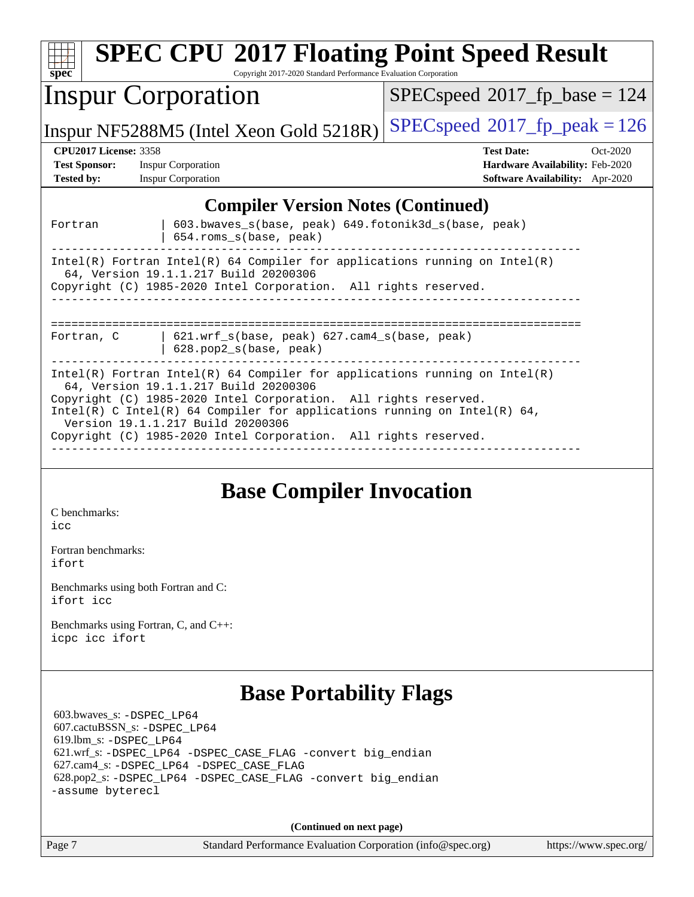## Compiler Version Notes (Continued)

```
Fortran         | 603.bwaves_s(base, peak) 649.fotonik3d_s(base, peak)
                | 654.roms_s(base, peak)
------------------------------------------------------------------------------
Intel(R) Fortran Intel(R) 64 Compiler for applications running on Intel(R)
  64, Version 19.1.1.217 Build 20200306
Copyright (C) 1985-2020 Intel Corporation.  All rights reserved.
------------------------------------------------------------------------------

==============================================================================
Fortran, C      | 621.wrf_s(base, peak) 627.cam4_s(base, peak)
                | 628.pop2_s(base, peak)
------------------------------------------------------------------------------
Intel(R) Fortran Intel(R) 64 Compiler for applications running on Intel(R)
  64, Version 19.1.1.217 Build 20200306
Copyright (C) 1985-2020 Intel Corporation.  All rights reserved.
Intel(R) C Intel(R) 64 Compiler for applications running on Intel(R) 64,
  Version 19.1.1.217 Build 20200306
Copyright (C) 1985-2020 Intel Corporation.  All rights reserved.
------------------------------------------------------------------------------
```

## Base Compiler Invocation

C benchmarks:
icc

Fortran benchmarks:
ifort

Benchmarks using both Fortran and C:
ifort icc

Benchmarks using Fortran, C, and C++:
icpc icc ifort

## Base Portability Flags

603.bwaves_s: -DSPEC_LP64
607.cactuBSSN_s: -DSPEC_LP64
619.lbm_s: -DSPEC_LP64
621.wrf_s: -DSPEC_LP64 -DSPEC_CASE_FLAG -convert big_endian
627.cam4_s: -DSPEC_LP64 -DSPEC_CASE_FLAG
628.pop2_s: -DSPEC_LP64 -DSPEC_CASE_FLAG -convert big_endian
-assume byterecl

**(Continued on next page)**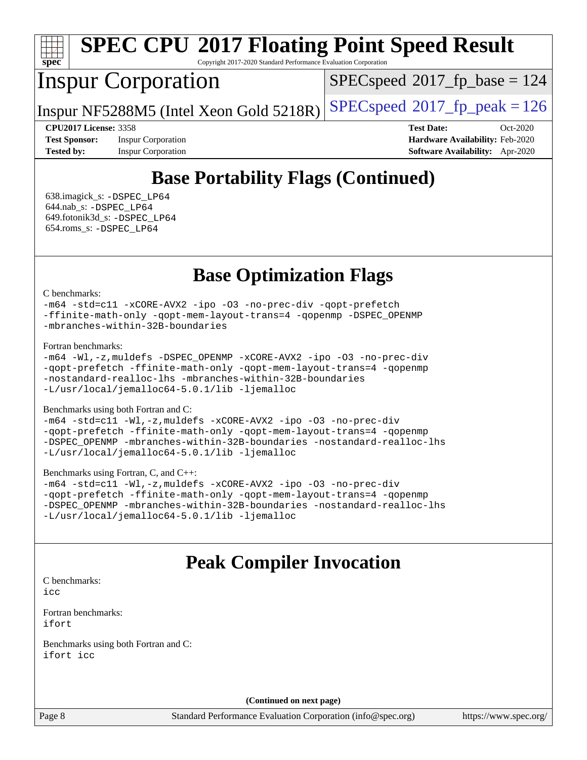# SPEC CPU 2017 Floating Point Speed Result

Copyright 2017-2020 Standard Performance Evaluation Corporation

## Inspur Corporation

Inspur NF5288M5 (Intel Xeon Gold 5218R)

SPECspeed 2017_fp_base = 124

SPECspeed 2017_fp_peak = 126

**CPU2017 License:** 3358
**Test Sponsor:** Inspur Corporation
**Tested by:** Inspur Corporation

**Test Date:** Oct-2020
**Hardware Availability:** Feb-2020
**Software Availability:** Apr-2020

## Base Portability Flags (Continued)

638.imagick_s: `-DSPEC_LP64`
644.nab_s: `-DSPEC_LP64`
649.fotonik3d_s: `-DSPEC_LP64`
654.roms_s: `-DSPEC_LP64`

## Base Optimization Flags

C benchmarks:

```
-m64 -std=c11 -xCORE-AVX2 -ipo -O3 -no-prec-div -qopt-prefetch
-ffinite-math-only -qopt-mem-layout-trans=4 -qopenmp -DSPEC_OPENMP
-mbranches-within-32B-boundaries
```

Fortran benchmarks:

```
-m64 -Wl,-z,muldefs -DSPEC_OPENMP -xCORE-AVX2 -ipo -O3 -no-prec-div
-qopt-prefetch -ffinite-math-only -qopt-mem-layout-trans=4 -qopenmp
-nostandard-realloc-lhs -mbranches-within-32B-boundaries
-L/usr/local/jemalloc64-5.0.1/lib -ljemalloc
```

Benchmarks using both Fortran and C:

```
-m64 -std=c11 -Wl,-z,muldefs -xCORE-AVX2 -ipo -O3 -no-prec-div
-qopt-prefetch -ffinite-math-only -qopt-mem-layout-trans=4 -qopenmp
-DSPEC_OPENMP -mbranches-within-32B-boundaries -nostandard-realloc-lhs
-L/usr/local/jemalloc64-5.0.1/lib -ljemalloc
```

Benchmarks using Fortran, C, and C++:

```
-m64 -std=c11 -Wl,-z,muldefs -xCORE-AVX2 -ipo -O3 -no-prec-div
-qopt-prefetch -ffinite-math-only -qopt-mem-layout-trans=4 -qopenmp
-DSPEC_OPENMP -mbranches-within-32B-boundaries -nostandard-realloc-lhs
-L/usr/local/jemalloc64-5.0.1/lib -ljemalloc
```

## Peak Compiler Invocation

C benchmarks:
`icc`

Fortran benchmarks:
`ifort`

Benchmarks using both Fortran and C:
`ifort icc`

**(Continued on next page)**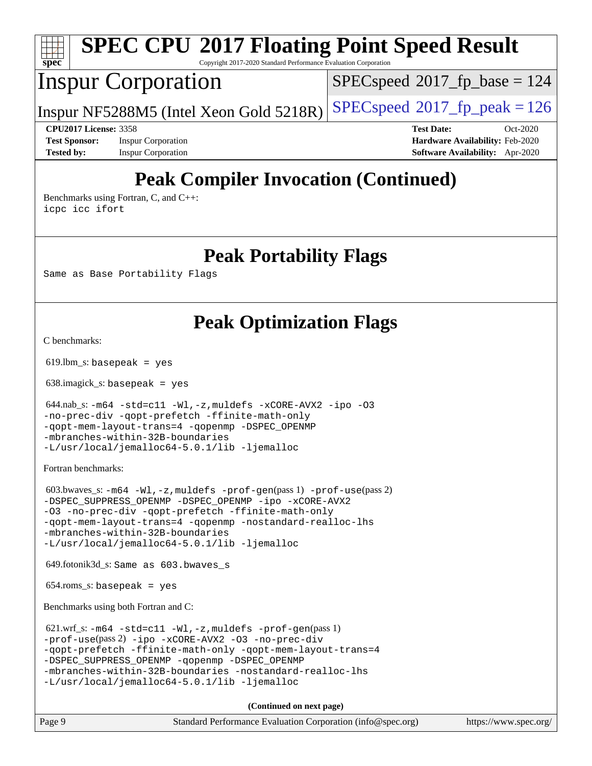## Peak Compiler Invocation (Continued)

Benchmarks using Fortran, C, and C++:

```
icpc icc ifort
```

## Peak Portability Flags

Same as Base Portability Flags

## Peak Optimization Flags

C benchmarks:

619.lbm_s: `basepeak = yes`

638.imagick_s: `basepeak = yes`

644.nab_s: `-m64 -std=c11 -Wl,-z,muldefs -xCORE-AVX2 -ipo -O3 -no-prec-div -qopt-prefetch -ffinite-math-only -qopt-mem-layout-trans=4 -qopenmp -DSPEC_OPENMP -mbranches-within-32B-boundaries -L/usr/local/jemalloc64-5.0.1/lib -ljemalloc`

Fortran benchmarks:

603.bwaves_s: `-m64 -Wl,-z,muldefs -prof-gen`(pass 1) `-prof-use`(pass 2) `-DSPEC_SUPPRESS_OPENMP -DSPEC_OPENMP -ipo -xCORE-AVX2 -O3 -no-prec-div -qopt-prefetch -ffinite-math-only -qopt-mem-layout-trans=4 -qopenmp -nostandard-realloc-lhs -mbranches-within-32B-boundaries -L/usr/local/jemalloc64-5.0.1/lib -ljemalloc`

649.fotonik3d_s: `Same as 603.bwaves_s`

654.roms_s: `basepeak = yes`

Benchmarks using both Fortran and C:

621.wrf_s: `-m64 -std=c11 -Wl,-z,muldefs -prof-gen`(pass 1) `-prof-use`(pass 2) `-ipo -xCORE-AVX2 -O3 -no-prec-div -qopt-prefetch -ffinite-math-only -qopt-mem-layout-trans=4 -DSPEC_SUPPRESS_OPENMP -qopenmp -DSPEC_OPENMP -mbranches-within-32B-boundaries -nostandard-realloc-lhs -L/usr/local/jemalloc64-5.0.1/lib -ljemalloc`

**(Continued on next page)**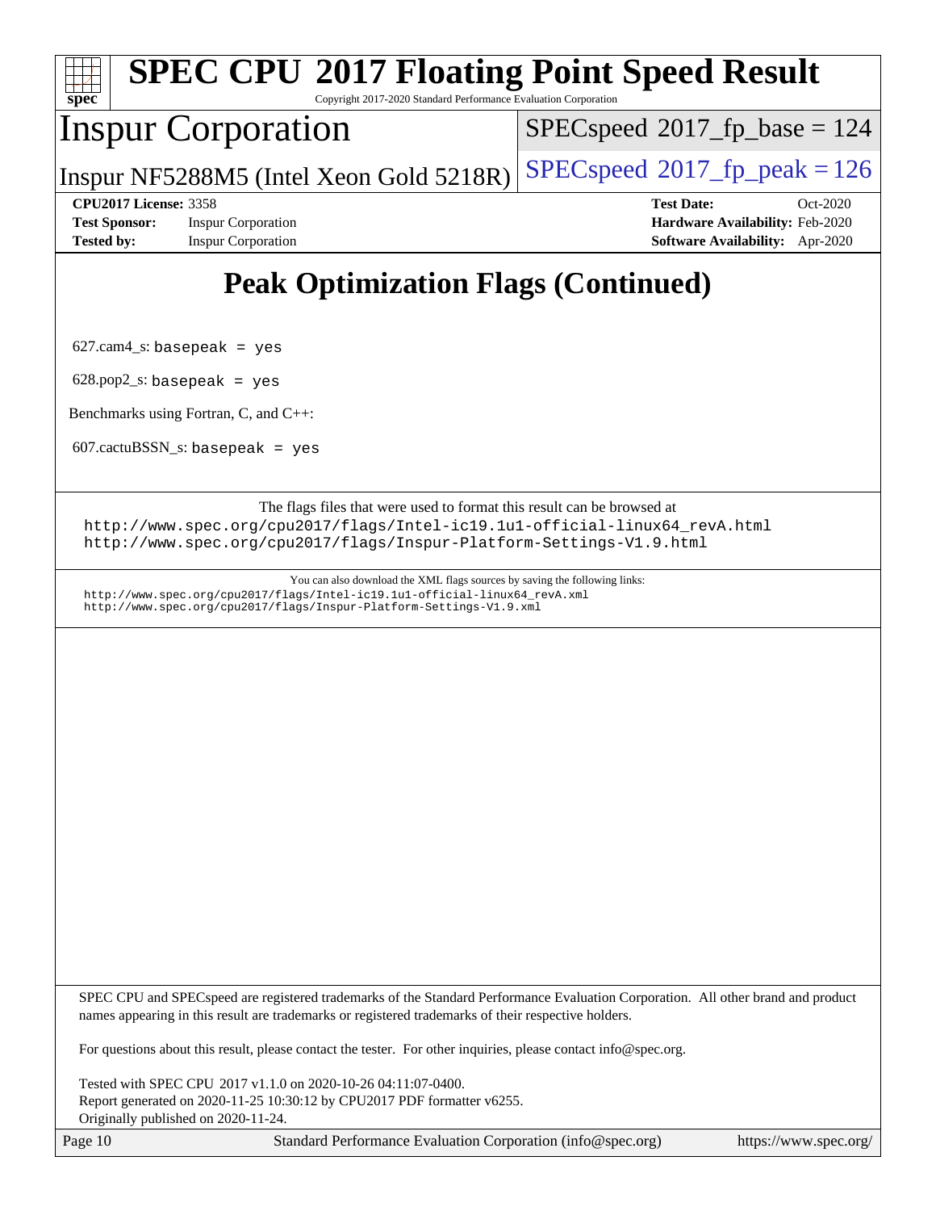# Peak Optimization Flags (Continued)

627.cam4_s: basepeak = yes

628.pop2_s: basepeak = yes

Benchmarks using Fortran, C, and C++:

607.cactuBSSN_s: basepeak = yes

The flags files that were used to format this result can be browsed at
http://www.spec.org/cpu2017/flags/Intel-ic19.1u1-official-linux64_revA.html
http://www.spec.org/cpu2017/flags/Inspur-Platform-Settings-V1.9.html

You can also download the XML flags sources by saving the following links:
http://www.spec.org/cpu2017/flags/Intel-ic19.1u1-official-linux64_revA.xml
http://www.spec.org/cpu2017/flags/Inspur-Platform-Settings-V1.9.xml

SPEC CPU and SPECspeed are registered trademarks of the Standard Performance Evaluation Corporation. All other brand and product names appearing in this result are trademarks or registered trademarks of their respective holders.

For questions about this result, please contact the tester. For other inquiries, please contact info@spec.org.

Tested with SPEC CPU 2017 v1.1.0 on 2020-10-26 04:11:07-0400.
Report generated on 2020-11-25 10:30:12 by CPU2017 PDF formatter v6255.
Originally published on 2020-11-24.